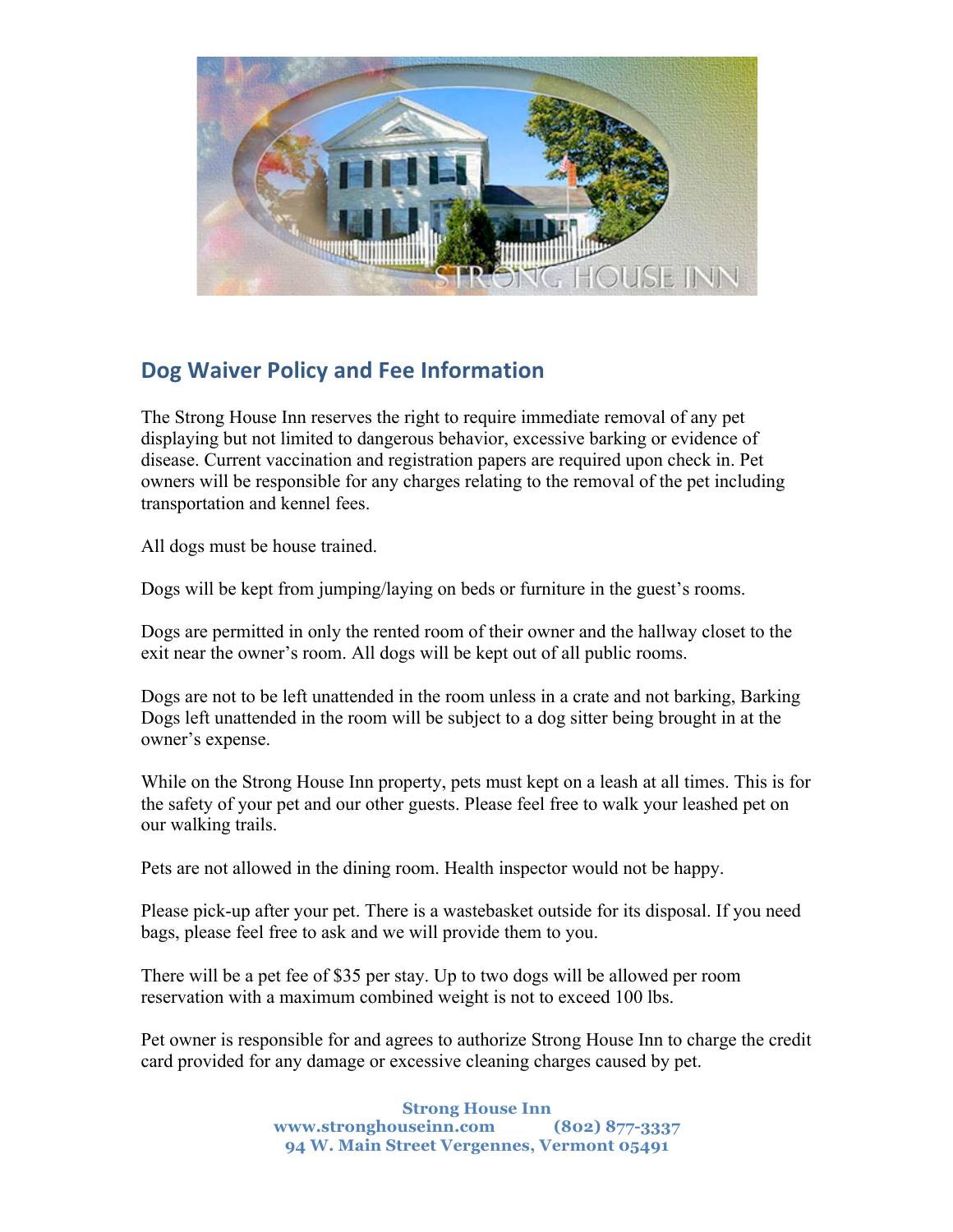## Dog Waiver Policy and Fee Information

The Strong House Inn reserves the right to require immediate removal of any pet displaying but not limited to dangerous behavior, excessive barking or evidence of disease. Current vaccination and registration papers are required upon check in. Pet owners will be responsible for any charges relating to the removal of the pet including transportation and kennel fees.

All dogs must be house trained.

Dogs will be kept from jumping/laying on beds or furniture in the guest's rooms.

Dogs are permitted in only the rented room of their owner and the hallway closet to the exit near the owner's room. All dogs will be kept out of all public rooms.

Dogs are not to be left unattended in the room unless in a crate and not barking, Barking Dogs left unattended in the room will be subject to a dog sitter being brought in at the owner's expense.

While on the Strong House Inn property, pets must kept on a leash at all times. This is for the safety of your pet and our other guests. Please feel free to walk your leashed pet on our walking trails.

Pets are not allowed in the dining room. Health inspector would not be happy.

Please pick-up after your pet. There is a wastebasket outside for its disposal. If you need bags, please feel free to ask and we will provide them to you.

There will be a pet fee of $35 per stay. Up to two dogs will be allowed per room reservation with a maximum combined weight is not to exceed 100 lbs.

Pet owner is responsible for and agrees to authorize Strong House Inn to charge the credit card provided for any damage or excessive cleaning charges caused by pet.

**Strong House Inn**
**www.stronghouseinn.com (802) 877-3337**
**94 W. Main Street Vergennes, Vermont 05491**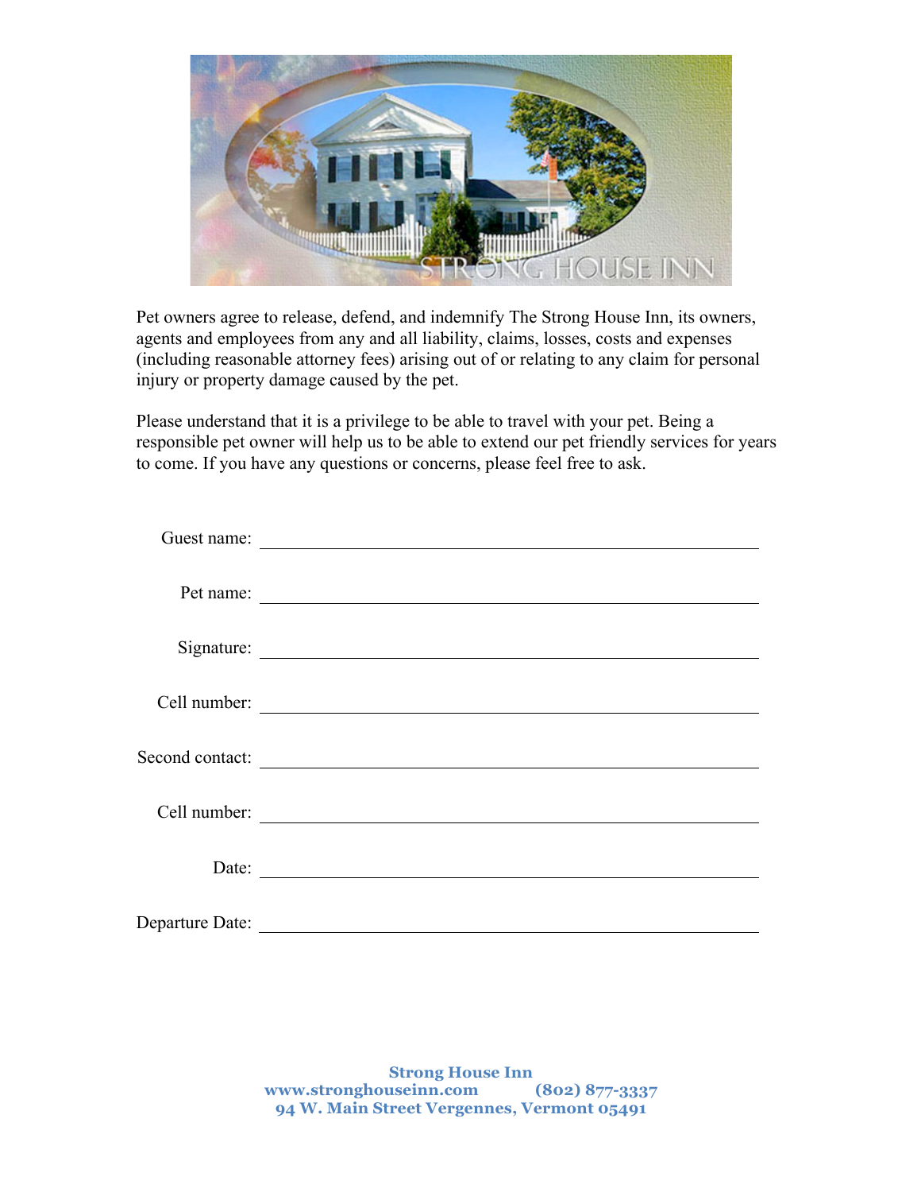Pet owners agree to release, defend, and indemnify The Strong House Inn, its owners, agents and employees from any and all liability, claims, losses, costs and expenses (including reasonable attorney fees) arising out of or relating to any claim for personal injury or property damage caused by the pet.

Please understand that it is a privilege to be able to travel with your pet. Being a responsible pet owner will help us to be able to extend our pet friendly services for years to come. If you have any questions or concerns, please feel free to ask.

Guest name: ______________________________

Pet name: ______________________________

Signature: ______________________________

Cell number: ______________________________

Second contact: ______________________________

Cell number: ______________________________

Date: ______________________________

Departure Date: ______________________________

**Strong House Inn**
**www.stronghouseinn.com (802) 877-3337**
**94 W. Main Street Vergennes, Vermont 05491**